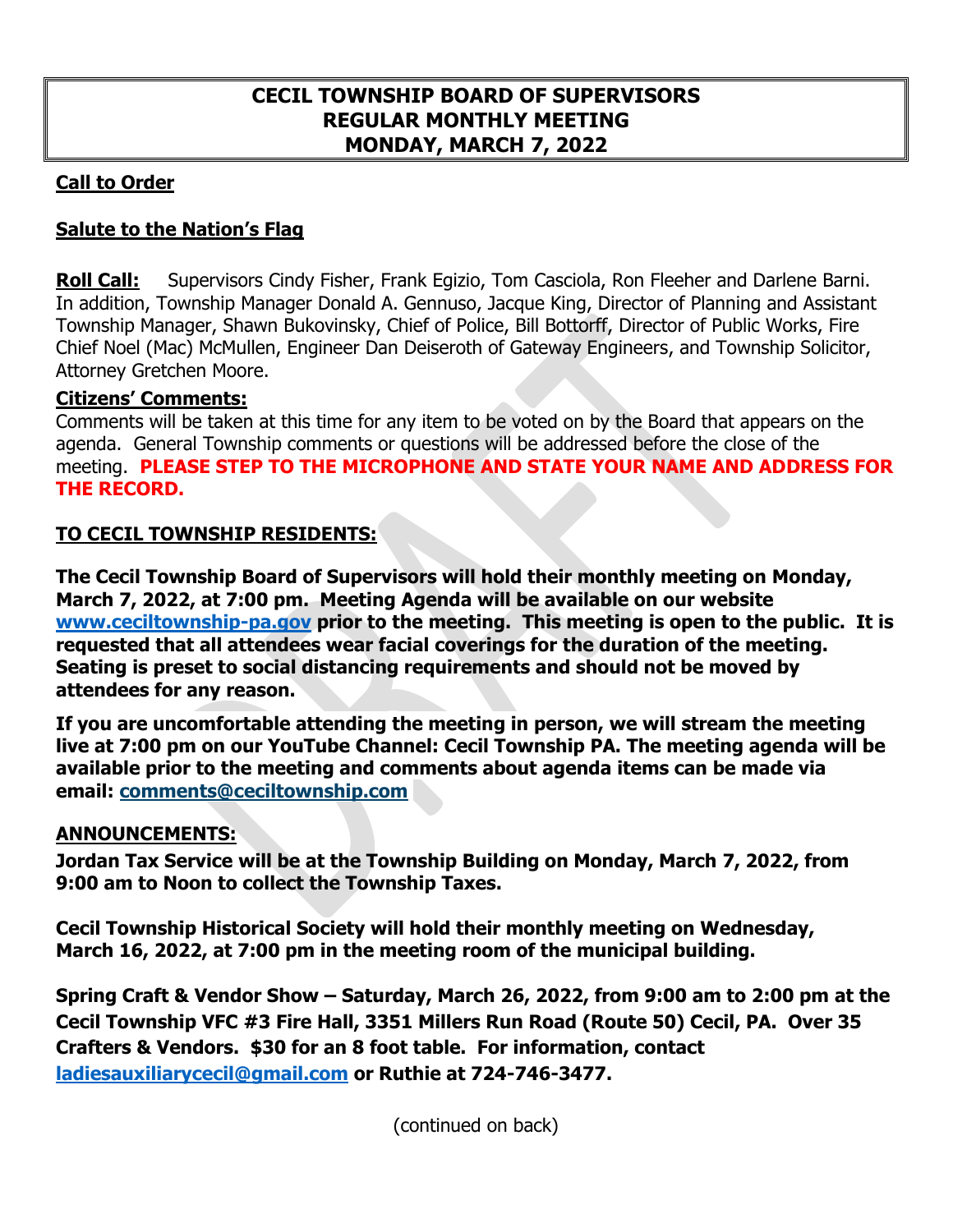# CECIL TOWNSHIP BOARD OF SUPERVISORS
# REGULAR MONTHLY MEETING
# MONDAY, MARCH 7, 2022

**Call to Order**

**Salute to the Nation's Flag**

**Roll Call:** Supervisors Cindy Fisher, Frank Egizio, Tom Casciola, Ron Fleeher and Darlene Barni. In addition, Township Manager Donald A. Gennuso, Jacque King, Director of Planning and Assistant Township Manager, Shawn Bukovinsky, Chief of Police, Bill Bottorff, Director of Public Works, Fire Chief Noel (Mac) McMullen, Engineer Dan Deiseroth of Gateway Engineers, and Township Solicitor, Attorney Gretchen Moore.

**Citizens' Comments:**
Comments will be taken at this time for any item to be voted on by the Board that appears on the agenda. General Township comments or questions will be addressed before the close of the meeting. **PLEASE STEP TO THE MICROPHONE AND STATE YOUR NAME AND ADDRESS FOR THE RECORD.**

**TO CECIL TOWNSHIP RESIDENTS:**

**The Cecil Township Board of Supervisors will hold their monthly meeting on Monday, March 7, 2022, at 7:00 pm. Meeting Agenda will be available on our website www.ceciltownship-pa.gov prior to the meeting. This meeting is open to the public. It is requested that all attendees wear facial coverings for the duration of the meeting. Seating is preset to social distancing requirements and should not be moved by attendees for any reason.**

**If you are uncomfortable attending the meeting in person, we will stream the meeting live at 7:00 pm on our YouTube Channel: Cecil Township PA. The meeting agenda will be available prior to the meeting and comments about agenda items can be made via email: comments@ceciltownship.com**

**ANNOUNCEMENTS:**

**Jordan Tax Service will be at the Township Building on Monday, March 7, 2022, from 9:00 am to Noon to collect the Township Taxes.**

**Cecil Township Historical Society will hold their monthly meeting on Wednesday, March 16, 2022, at 7:00 pm in the meeting room of the municipal building.**

**Spring Craft & Vendor Show – Saturday, March 26, 2022, from 9:00 am to 2:00 pm at the Cecil Township VFC #3 Fire Hall, 3351 Millers Run Road (Route 50) Cecil, PA. Over 35 Crafters & Vendors. $30 for an 8 foot table. For information, contact ladiesauxiliarycecil@gmail.com or Ruthie at 724-746-3477.**

(continued on back)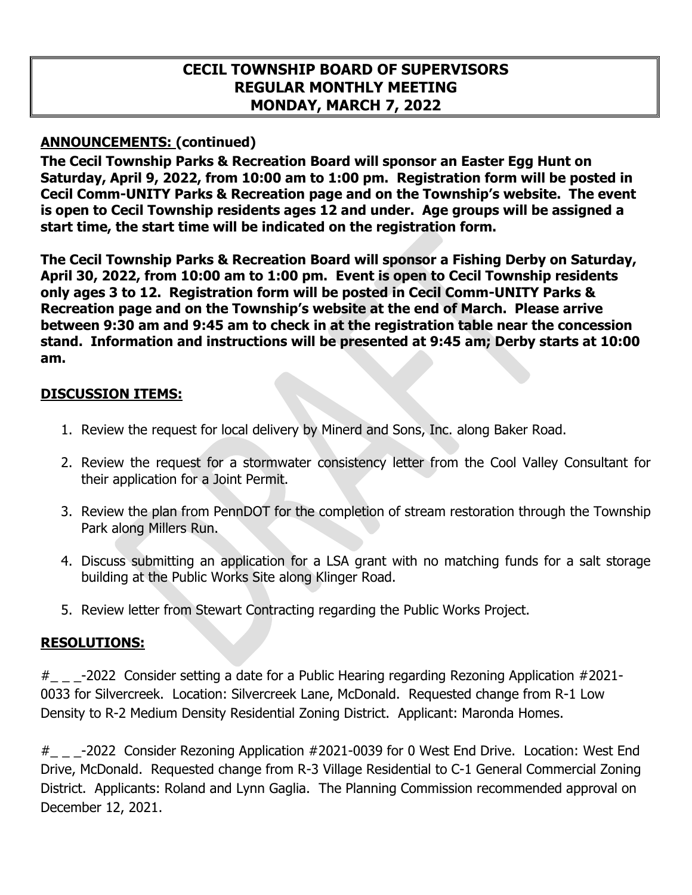# CECIL TOWNSHIP BOARD OF SUPERVISORS
# REGULAR MONTHLY MEETING
# MONDAY, MARCH 7, 2022

## ANNOUNCEMENTS: (continued)

**The Cecil Township Parks & Recreation Board will sponsor an Easter Egg Hunt on Saturday, April 9, 2022, from 10:00 am to 1:00 pm. Registration form will be posted in Cecil Comm-UNITY Parks & Recreation page and on the Township's website. The event is open to Cecil Township residents ages 12 and under. Age groups will be assigned a start time, the start time will be indicated on the registration form.**

**The Cecil Township Parks & Recreation Board will sponsor a Fishing Derby on Saturday, April 30, 2022, from 10:00 am to 1:00 pm. Event is open to Cecil Township residents only ages 3 to 12. Registration form will be posted in Cecil Comm-UNITY Parks & Recreation page and on the Township's website at the end of March. Please arrive between 9:30 am and 9:45 am to check in at the registration table near the concession stand. Information and instructions will be presented at 9:45 am; Derby starts at 10:00 am.**

## DISCUSSION ITEMS:

1. Review the request for local delivery by Minerd and Sons, Inc. along Baker Road.
2. Review the request for a stormwater consistency letter from the Cool Valley Consultant for their application for a Joint Permit.
3. Review the plan from PennDOT for the completion of stream restoration through the Township Park along Millers Run.
4. Discuss submitting an application for a LSA grant with no matching funds for a salt storage building at the Public Works Site along Klinger Road.
5. Review letter from Stewart Contracting regarding the Public Works Project.

## RESOLUTIONS:

#_ _ _-2022 Consider setting a date for a Public Hearing regarding Rezoning Application #2021-0033 for Silvercreek. Location: Silvercreek Lane, McDonald. Requested change from R-1 Low Density to R-2 Medium Density Residential Zoning District. Applicant: Maronda Homes.

#_ _ _-2022 Consider Rezoning Application #2021-0039 for 0 West End Drive. Location: West End Drive, McDonald. Requested change from R-3 Village Residential to C-1 General Commercial Zoning District. Applicants: Roland and Lynn Gaglia. The Planning Commission recommended approval on December 12, 2021.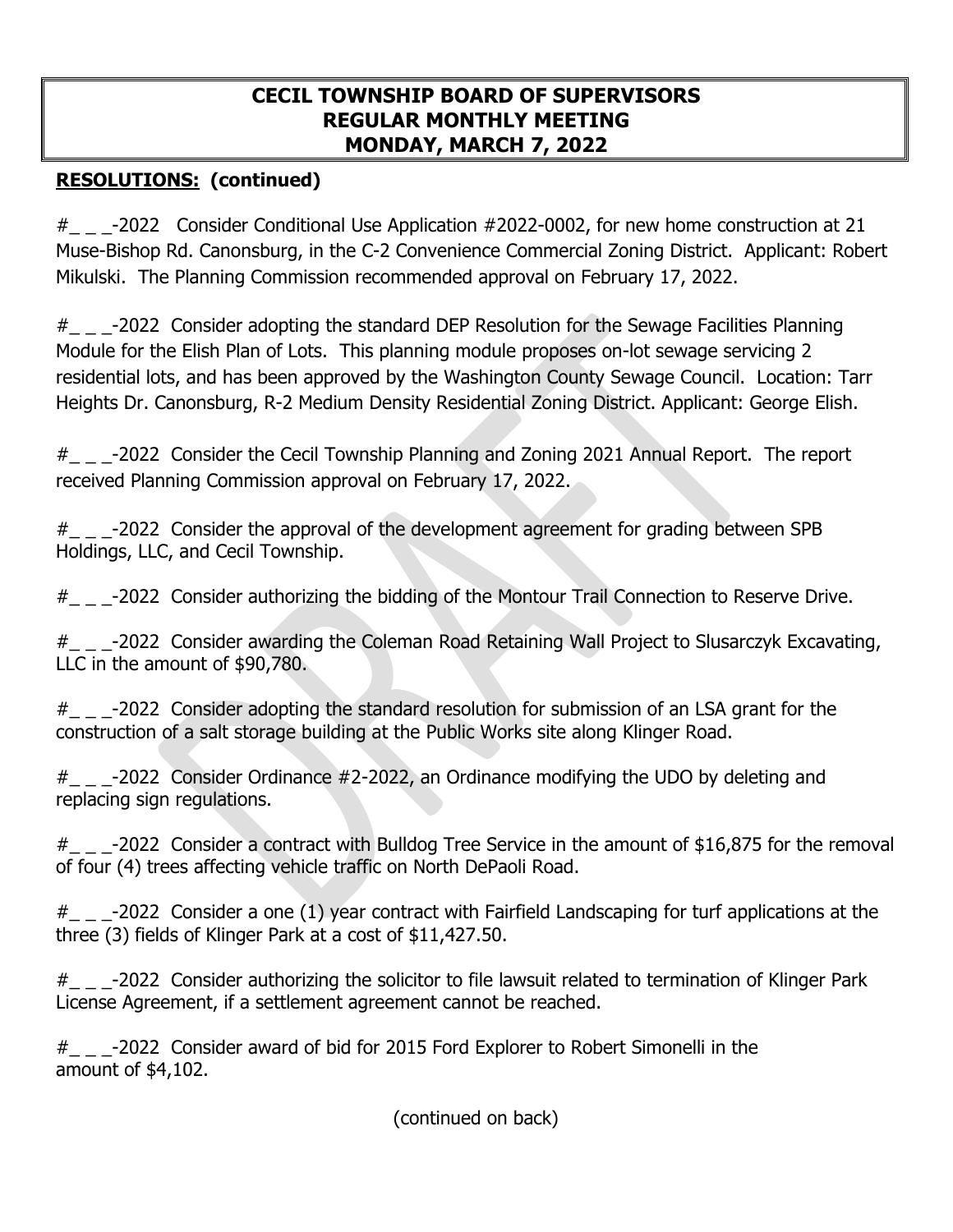# CECIL TOWNSHIP BOARD OF SUPERVISORS
# REGULAR MONTHLY MEETING
# MONDAY, MARCH 7, 2022

**RESOLUTIONS: (continued)**

#_ _ _-2022 Consider Conditional Use Application #2022-0002, for new home construction at 21 Muse-Bishop Rd. Canonsburg, in the C-2 Convenience Commercial Zoning District. Applicant: Robert Mikulski. The Planning Commission recommended approval on February 17, 2022.

#_ _ _-2022 Consider adopting the standard DEP Resolution for the Sewage Facilities Planning Module for the Elish Plan of Lots. This planning module proposes on-lot sewage servicing 2 residential lots, and has been approved by the Washington County Sewage Council. Location: Tarr Heights Dr. Canonsburg, R-2 Medium Density Residential Zoning District. Applicant: George Elish.

#_ _ _-2022 Consider the Cecil Township Planning and Zoning 2021 Annual Report. The report received Planning Commission approval on February 17, 2022.

#_ _ _-2022 Consider the approval of the development agreement for grading between SPB Holdings, LLC, and Cecil Township.

#_ _ _-2022 Consider authorizing the bidding of the Montour Trail Connection to Reserve Drive.

#_ _ _-2022 Consider awarding the Coleman Road Retaining Wall Project to Slusarczyk Excavating, LLC in the amount of $90,780.

#_ _ _-2022 Consider adopting the standard resolution for submission of an LSA grant for the construction of a salt storage building at the Public Works site along Klinger Road.

#_ _ _-2022 Consider Ordinance #2-2022, an Ordinance modifying the UDO by deleting and replacing sign regulations.

#_ _ _-2022 Consider a contract with Bulldog Tree Service in the amount of $16,875 for the removal of four (4) trees affecting vehicle traffic on North DePaoli Road.

#_ _ _-2022 Consider a one (1) year contract with Fairfield Landscaping for turf applications at the three (3) fields of Klinger Park at a cost of $11,427.50.

#_ _ _-2022 Consider authorizing the solicitor to file lawsuit related to termination of Klinger Park License Agreement, if a settlement agreement cannot be reached.

#_ _ _-2022 Consider award of bid for 2015 Ford Explorer to Robert Simonelli in the amount of $4,102.

(continued on back)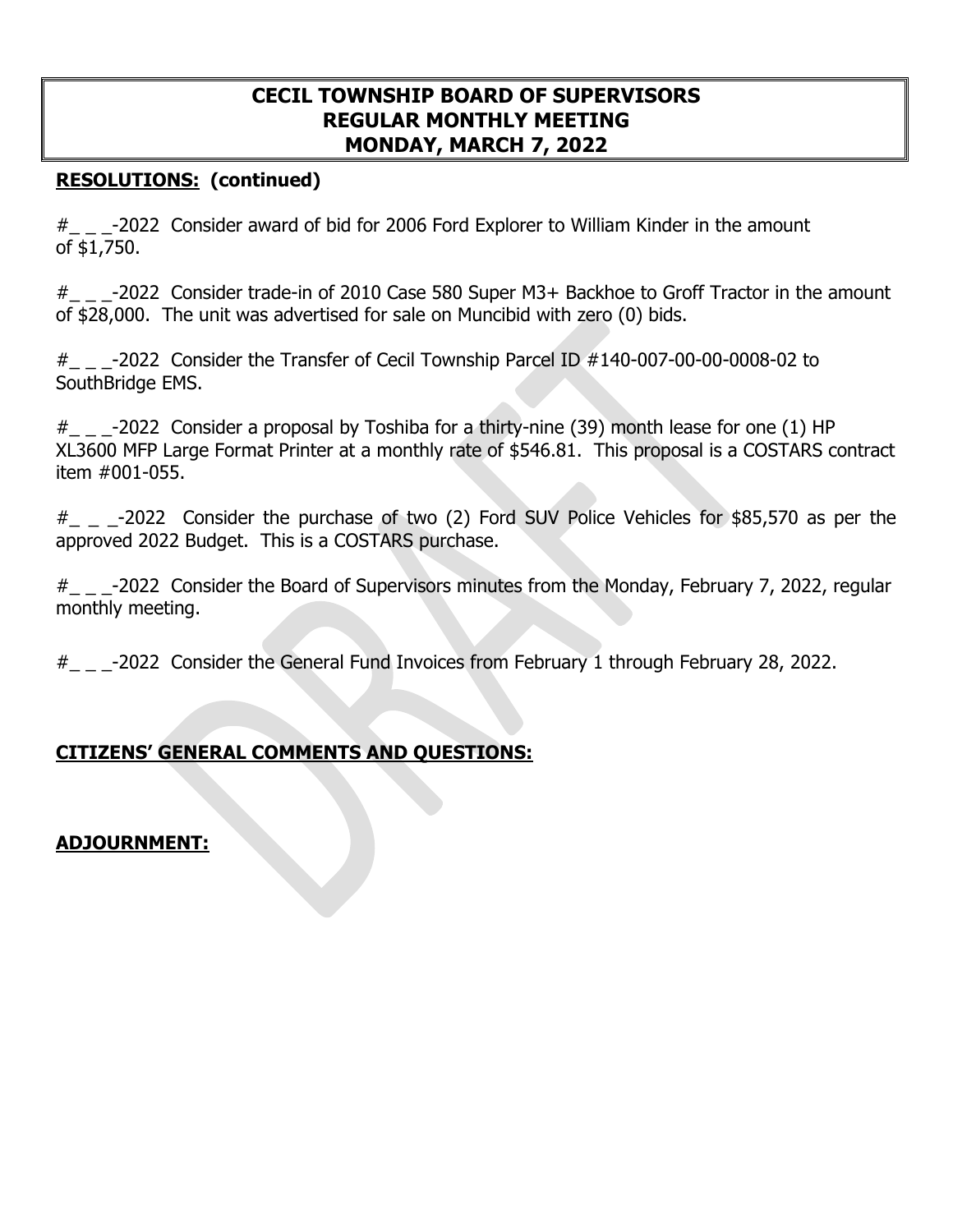**CECIL TOWNSHIP BOARD OF SUPERVISORS**
**REGULAR MONTHLY MEETING**
**MONDAY, MARCH 7, 2022**

**RESOLUTIONS: (continued)**

#_ _ _-2022 Consider award of bid for 2006 Ford Explorer to William Kinder in the amount of $1,750.

#_ _ _-2022 Consider trade-in of 2010 Case 580 Super M3+ Backhoe to Groff Tractor in the amount of $28,000. The unit was advertised for sale on Muncibid with zero (0) bids.

#_ _ _-2022 Consider the Transfer of Cecil Township Parcel ID #140-007-00-00-0008-02 to SouthBridge EMS.

#_ _ _-2022 Consider a proposal by Toshiba for a thirty-nine (39) month lease for one (1) HP XL3600 MFP Large Format Printer at a monthly rate of $546.81. This proposal is a COSTARS contract item #001-055.

#_ _ _-2022 Consider the purchase of two (2) Ford SUV Police Vehicles for $85,570 as per the approved 2022 Budget. This is a COSTARS purchase.

#_ _ _-2022 Consider the Board of Supervisors minutes from the Monday, February 7, 2022, regular monthly meeting.

#_ _ _-2022 Consider the General Fund Invoices from February 1 through February 28, 2022.

**CITIZENS' GENERAL COMMENTS AND QUESTIONS:**

**ADJOURNMENT:**